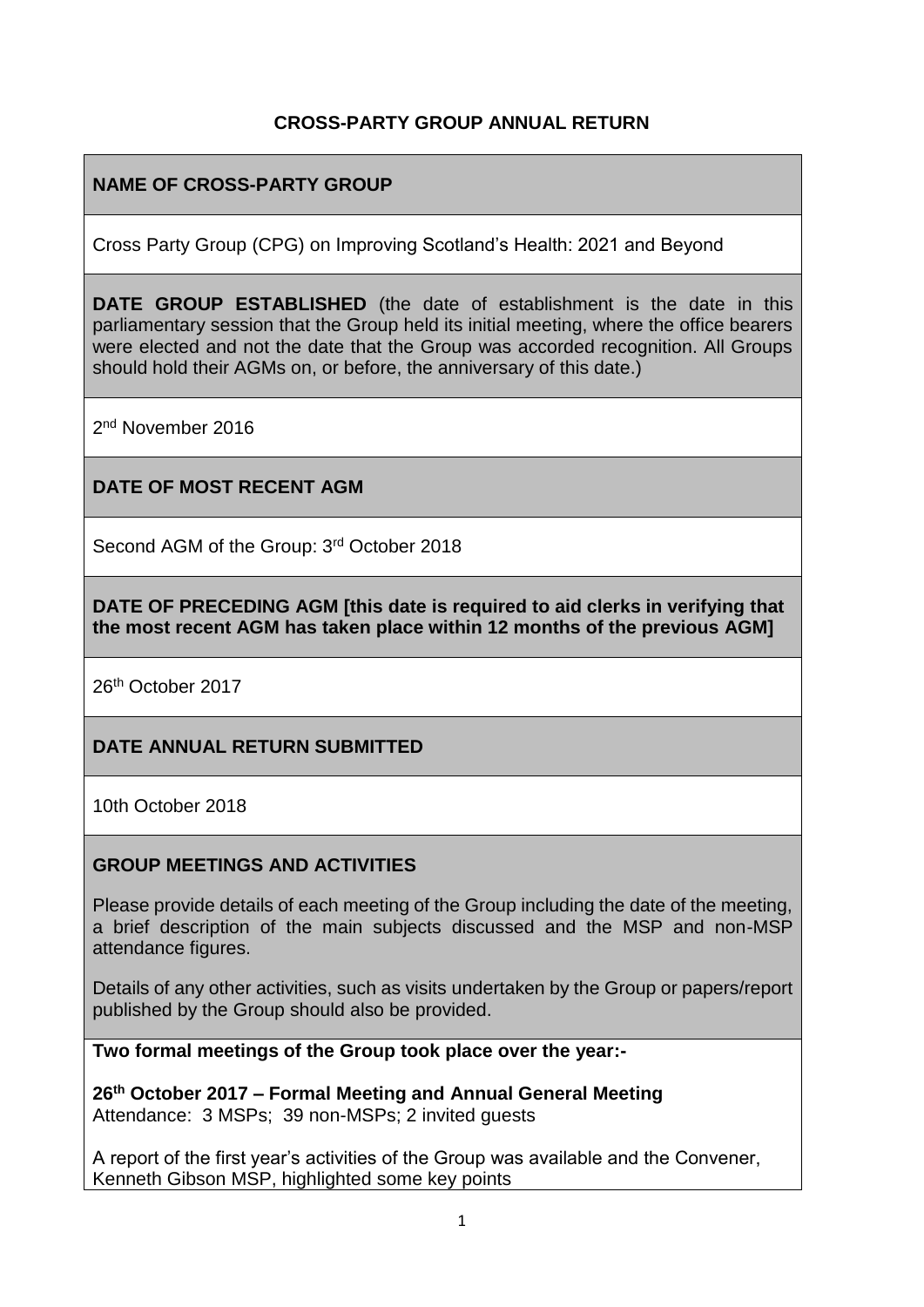# CROSS-PARTY GROUP ANNUAL RETURN

**NAME OF CROSS-PARTY GROUP**

Cross Party Group (CPG) on Improving Scotland's Health: 2021 and Beyond

**DATE GROUP ESTABLISHED** (the date of establishment is the date in this parliamentary session that the Group held its initial meeting, where the office bearers were elected and not the date that the Group was accorded recognition. All Groups should hold their AGMs on, or before, the anniversary of this date.)

2nd November 2016

**DATE OF MOST RECENT AGM**

Second AGM of the Group: 3rd October 2018

**DATE OF PRECEDING AGM [this date is required to aid clerks in verifying that the most recent AGM has taken place within 12 months of the previous AGM]**

26th October 2017

**DATE ANNUAL RETURN SUBMITTED**

10th October 2018

**GROUP MEETINGS AND ACTIVITIES**

Please provide details of each meeting of the Group including the date of the meeting, a brief description of the main subjects discussed and the MSP and non-MSP attendance figures.

Details of any other activities, such as visits undertaken by the Group or papers/report published by the Group should also be provided.

**Two formal meetings of the Group took place over the year:-**

**26th October 2017 – Formal Meeting and Annual General Meeting**
Attendance: 3 MSPs; 39 non-MSPs; 2 invited guests

A report of the first year's activities of the Group was available and the Convener, Kenneth Gibson MSP, highlighted some key points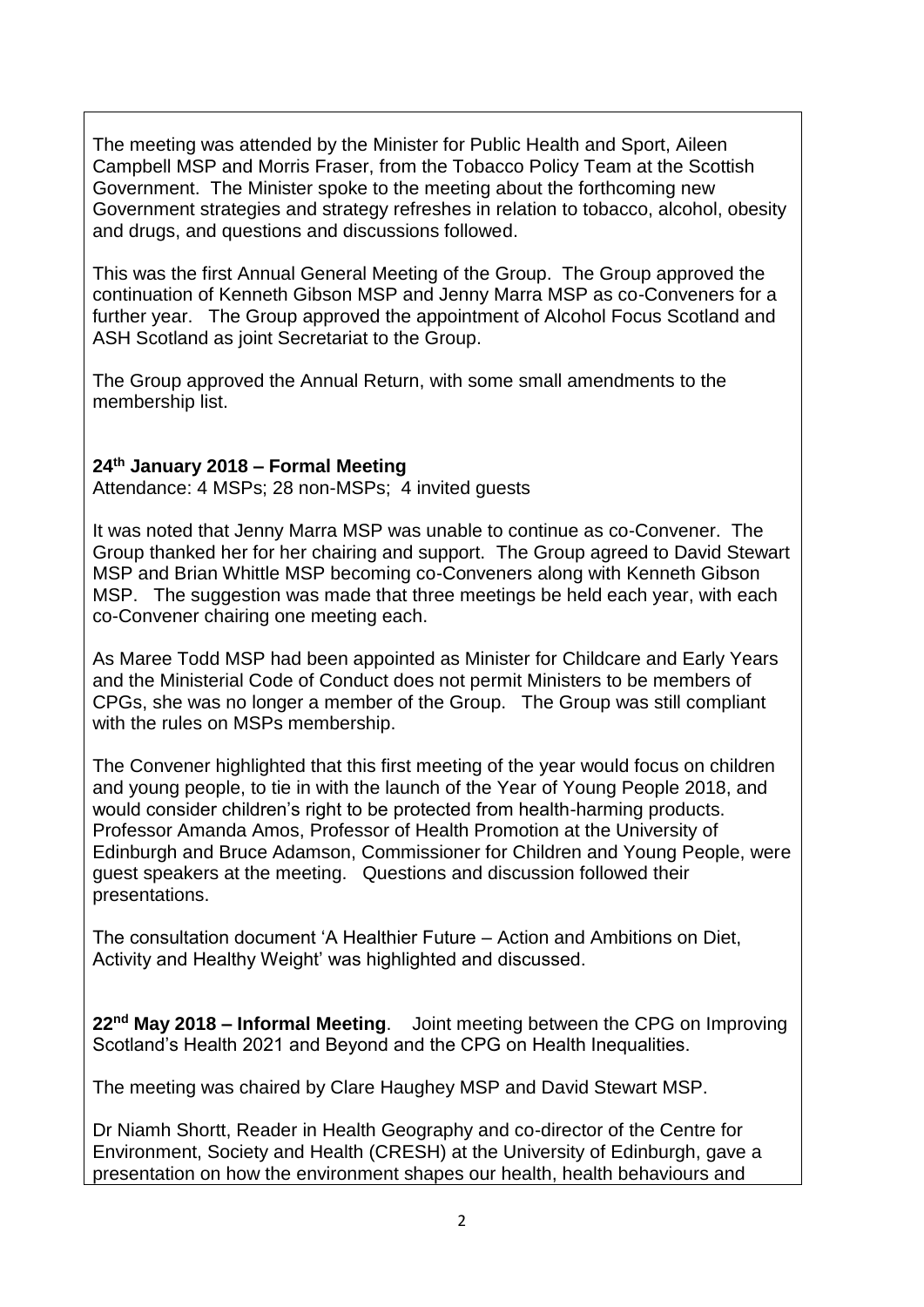The meeting was attended by the Minister for Public Health and Sport, Aileen Campbell MSP and Morris Fraser, from the Tobacco Policy Team at the Scottish Government. The Minister spoke to the meeting about the forthcoming new Government strategies and strategy refreshes in relation to tobacco, alcohol, obesity and drugs, and questions and discussions followed.

This was the first Annual General Meeting of the Group. The Group approved the continuation of Kenneth Gibson MSP and Jenny Marra MSP as co-Conveners for a further year. The Group approved the appointment of Alcohol Focus Scotland and ASH Scotland as joint Secretariat to the Group.

The Group approved the Annual Return, with some small amendments to the membership list.

**24th January 2018 – Formal Meeting**
Attendance: 4 MSPs; 28 non-MSPs; 4 invited guests

It was noted that Jenny Marra MSP was unable to continue as co-Convener. The Group thanked her for her chairing and support. The Group agreed to David Stewart MSP and Brian Whittle MSP becoming co-Conveners along with Kenneth Gibson MSP. The suggestion was made that three meetings be held each year, with each co-Convener chairing one meeting each.

As Maree Todd MSP had been appointed as Minister for Childcare and Early Years and the Ministerial Code of Conduct does not permit Ministers to be members of CPGs, she was no longer a member of the Group. The Group was still compliant with the rules on MSPs membership.

The Convener highlighted that this first meeting of the year would focus on children and young people, to tie in with the launch of the Year of Young People 2018, and would consider children's right to be protected from health-harming products. Professor Amanda Amos, Professor of Health Promotion at the University of Edinburgh and Bruce Adamson, Commissioner for Children and Young People, were guest speakers at the meeting. Questions and discussion followed their presentations.

The consultation document 'A Healthier Future – Action and Ambitions on Diet, Activity and Healthy Weight' was highlighted and discussed.

**22nd May 2018 – Informal Meeting**. Joint meeting between the CPG on Improving Scotland's Health 2021 and Beyond and the CPG on Health Inequalities.

The meeting was chaired by Clare Haughey MSP and David Stewart MSP.

Dr Niamh Shortt, Reader in Health Geography and co-director of the Centre for Environment, Society and Health (CRESH) at the University of Edinburgh, gave a presentation on how the environment shapes our health, health behaviours and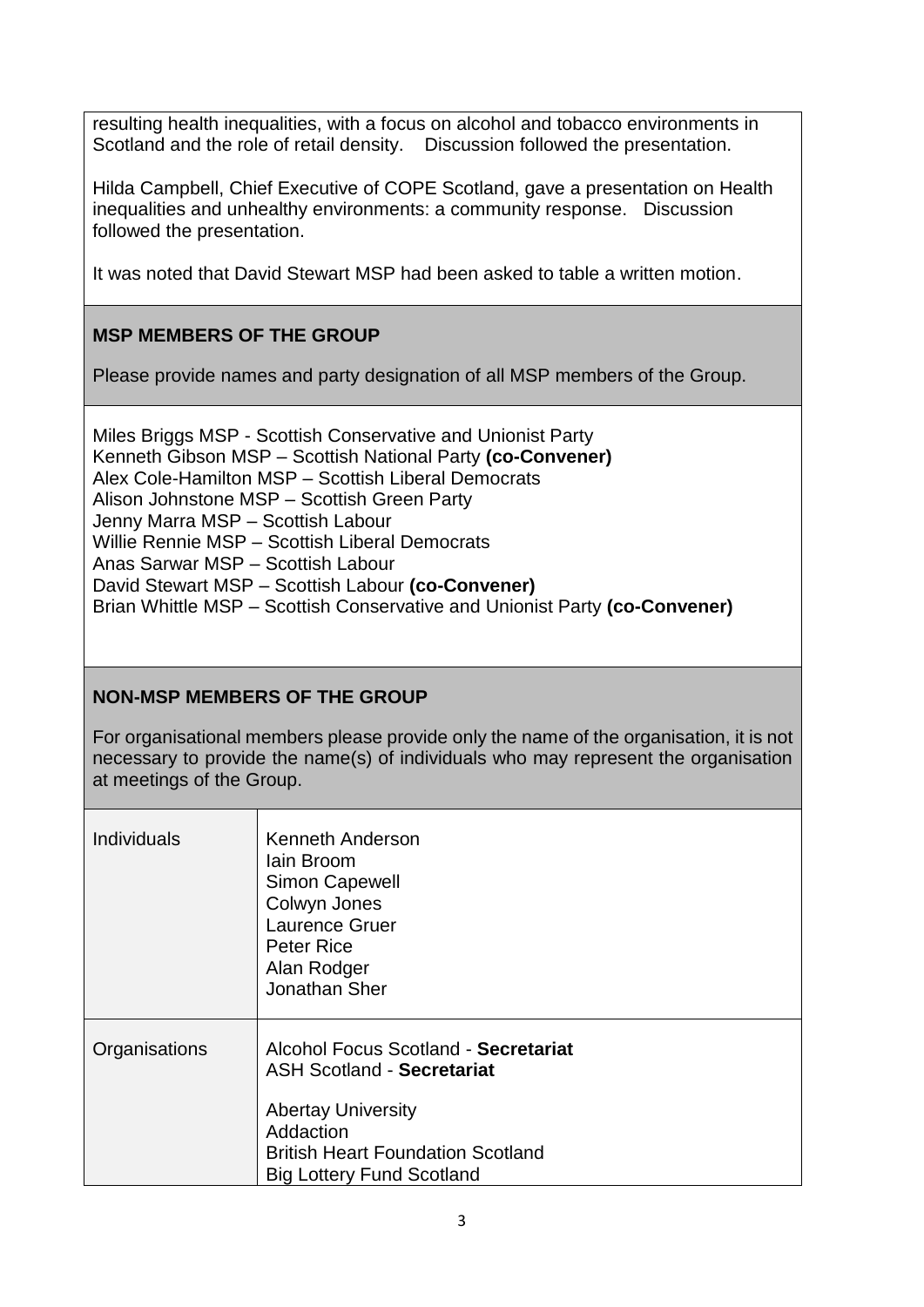resulting health inequalities, with a focus on alcohol and tobacco environments in Scotland and the role of retail density. Discussion followed the presentation.

Hilda Campbell, Chief Executive of COPE Scotland, gave a presentation on Health inequalities and unhealthy environments: a community response. Discussion followed the presentation.

It was noted that David Stewart MSP had been asked to table a written motion.

## MSP MEMBERS OF THE GROUP

Please provide names and party designation of all MSP members of the Group.

Miles Briggs MSP - Scottish Conservative and Unionist Party
Kenneth Gibson MSP – Scottish National Party **(co-Convener)**
Alex Cole-Hamilton MSP – Scottish Liberal Democrats
Alison Johnstone MSP – Scottish Green Party
Jenny Marra MSP – Scottish Labour
Willie Rennie MSP – Scottish Liberal Democrats
Anas Sarwar MSP – Scottish Labour
David Stewart MSP – Scottish Labour **(co-Convener)**
Brian Whittle MSP – Scottish Conservative and Unionist Party **(co-Convener)**

## NON-MSP MEMBERS OF THE GROUP

For organisational members please provide only the name of the organisation, it is not necessary to provide the name(s) of individuals who may represent the organisation at meetings of the Group.

| | |
|---|---|
| Individuals | Kenneth Anderson<br>Iain Broom<br>Simon Capewell<br>Colwyn Jones<br>Laurence Gruer<br>Peter Rice<br>Alan Rodger<br>Jonathan Sher |
| Organisations | Alcohol Focus Scotland - **Secretariat**<br>ASH Scotland - **Secretariat**<br><br>Abertay University<br>Addaction<br>British Heart Foundation Scotland<br>Big Lottery Fund Scotland |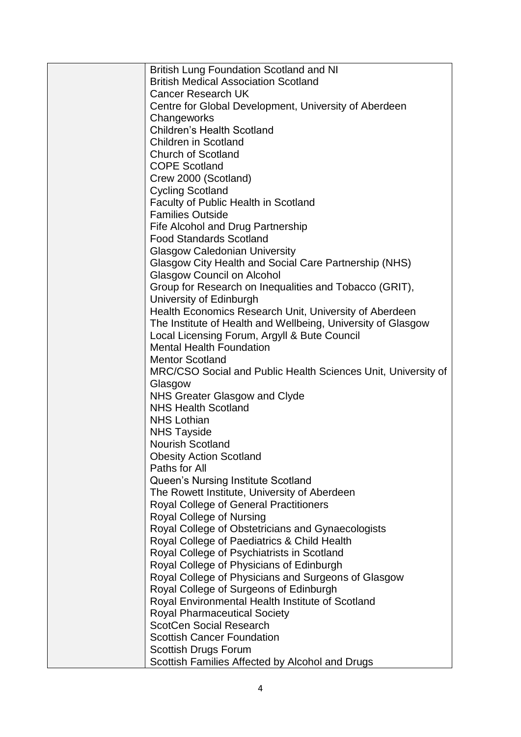| | |
|---|---|
| | British Lung Foundation Scotland and NI<br>British Medical Association Scotland<br>Cancer Research UK<br>Centre for Global Development, University of Aberdeen<br>Changeworks<br>Children's Health Scotland<br>Children in Scotland<br>Church of Scotland<br>COPE Scotland<br>Crew 2000 (Scotland)<br>Cycling Scotland<br>Faculty of Public Health in Scotland<br>Families Outside<br>Fife Alcohol and Drug Partnership<br>Food Standards Scotland<br>Glasgow Caledonian University<br>Glasgow City Health and Social Care Partnership (NHS)<br>Glasgow Council on Alcohol<br>Group for Research on Inequalities and Tobacco (GRIT), University of Edinburgh<br>Health Economics Research Unit, University of Aberdeen<br>The Institute of Health and Wellbeing, University of Glasgow<br>Local Licensing Forum, Argyll & Bute Council<br>Mental Health Foundation<br>Mentor Scotland<br>MRC/CSO Social and Public Health Sciences Unit, University of Glasgow<br>NHS Greater Glasgow and Clyde<br>NHS Health Scotland<br>NHS Lothian<br>NHS Tayside<br>Nourish Scotland<br>Obesity Action Scotland<br>Paths for All<br>Queen's Nursing Institute Scotland<br>The Rowett Institute, University of Aberdeen<br>Royal College of General Practitioners<br>Royal College of Nursing<br>Royal College of Obstetricians and Gynaecologists<br>Royal College of Paediatrics & Child Health<br>Royal College of Psychiatrists in Scotland<br>Royal College of Physicians of Edinburgh<br>Royal College of Physicians and Surgeons of Glasgow<br>Royal College of Surgeons of Edinburgh<br>Royal Environmental Health Institute of Scotland<br>Royal Pharmaceutical Society<br>ScotCen Social Research<br>Scottish Cancer Foundation<br>Scottish Drugs Forum<br>Scottish Families Affected by Alcohol and Drugs |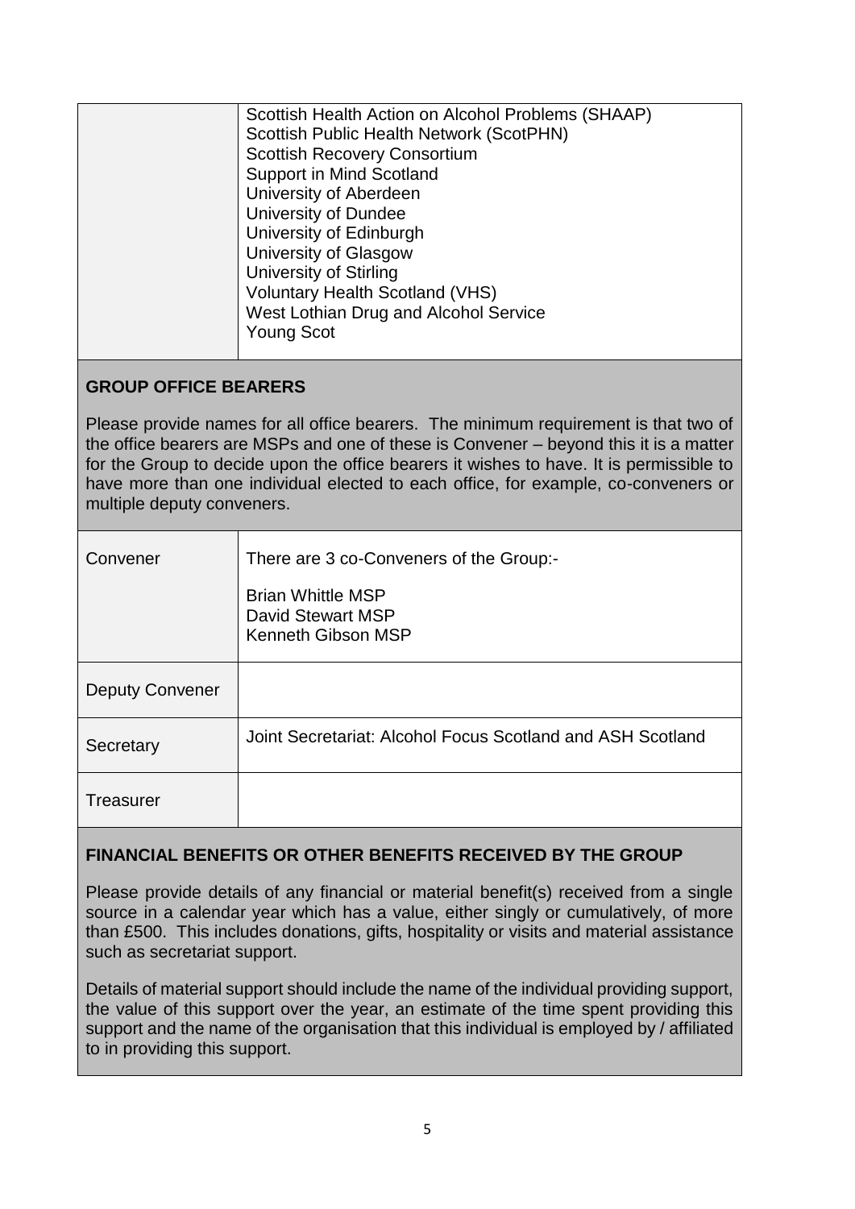| | |
|---|---|
| | Scottish Health Action on Alcohol Problems (SHAAP)<br>Scottish Public Health Network (ScotPHN)<br>Scottish Recovery Consortium<br>Support in Mind Scotland<br>University of Aberdeen<br>University of Dundee<br>University of Edinburgh<br>University of Glasgow<br>University of Stirling<br>Voluntary Health Scotland (VHS)<br>West Lothian Drug and Alcohol Service<br>Young Scot |

**GROUP OFFICE BEARERS**

Please provide names for all office bearers. The minimum requirement is that two of the office bearers are MSPs and one of these is Convener – beyond this it is a matter for the Group to decide upon the office bearers it wishes to have. It is permissible to have more than one individual elected to each office, for example, co-conveners or multiple deputy conveners.

| | |
|---|---|
| Convener | There are 3 co-Conveners of the Group:-<br><br>Brian Whittle MSP<br>David Stewart MSP<br>Kenneth Gibson MSP |
| Deputy Convener | |
| Secretary | Joint Secretariat: Alcohol Focus Scotland and ASH Scotland |
| Treasurer | |

**FINANCIAL BENEFITS OR OTHER BENEFITS RECEIVED BY THE GROUP**

Please provide details of any financial or material benefit(s) received from a single source in a calendar year which has a value, either singly or cumulatively, of more than £500. This includes donations, gifts, hospitality or visits and material assistance such as secretariat support.

Details of material support should include the name of the individual providing support, the value of this support over the year, an estimate of the time spent providing this support and the name of the organisation that this individual is employed by / affiliated to in providing this support.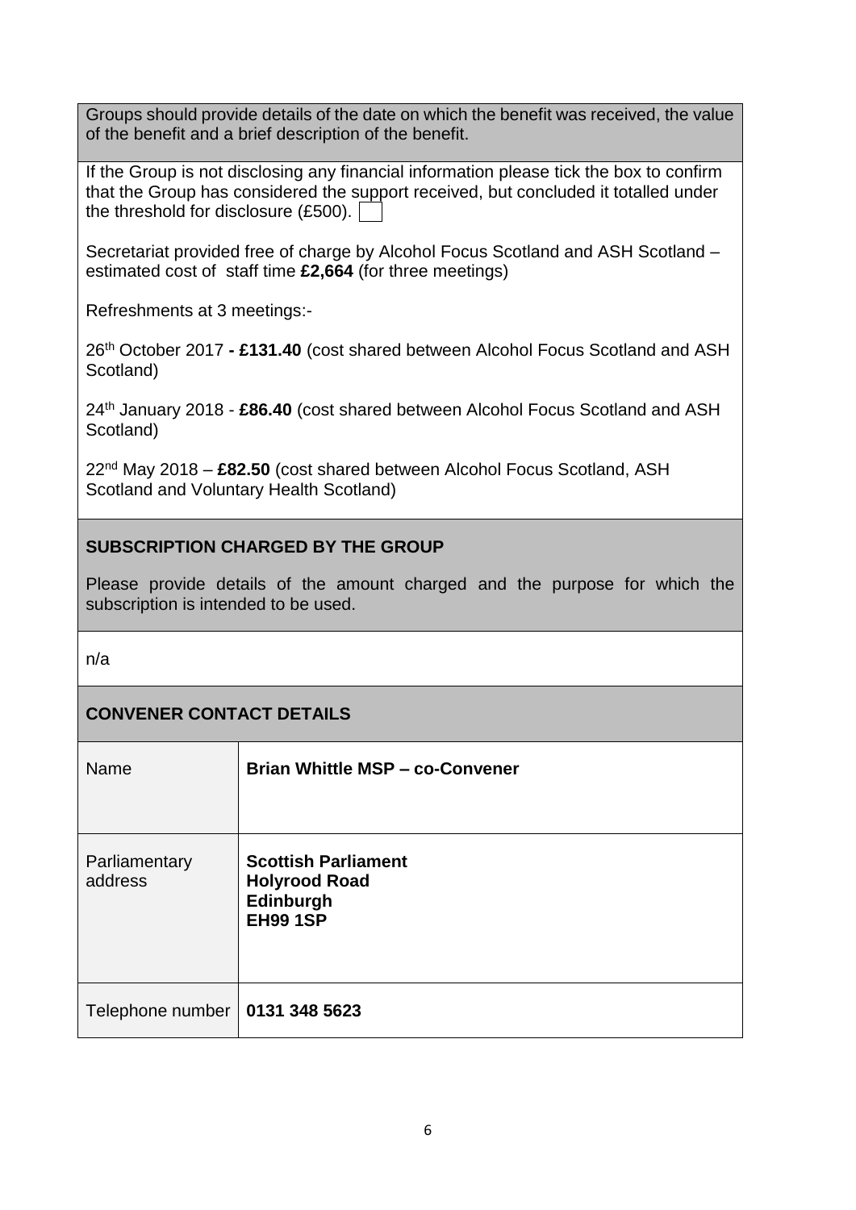Groups should provide details of the date on which the benefit was received, the value of the benefit and a brief description of the benefit.

If the Group is not disclosing any financial information please tick the box to confirm that the Group has considered the support received, but concluded it totalled under the threshold for disclosure (£500). ☐

Secretariat provided free of charge by Alcohol Focus Scotland and ASH Scotland – estimated cost of staff time **£2,664** (for three meetings)

Refreshments at 3 meetings:-

26th October 2017 **- £131.40** (cost shared between Alcohol Focus Scotland and ASH Scotland)

24th January 2018 - **£86.40** (cost shared between Alcohol Focus Scotland and ASH Scotland)

22nd May 2018 – **£82.50** (cost shared between Alcohol Focus Scotland, ASH Scotland and Voluntary Health Scotland)

## SUBSCRIPTION CHARGED BY THE GROUP

Please provide details of the amount charged and the purpose for which the subscription is intended to be used.

n/a

## CONVENER CONTACT DETAILS

| | |
|---|---|
| Name | **Brian Whittle MSP – co-Convener** |
| Parliamentary address | **Scottish Parliament**<br>**Holyrood Road**<br>**Edinburgh**<br>**EH99 1SP** |
| Telephone number | **0131 348 5623** |